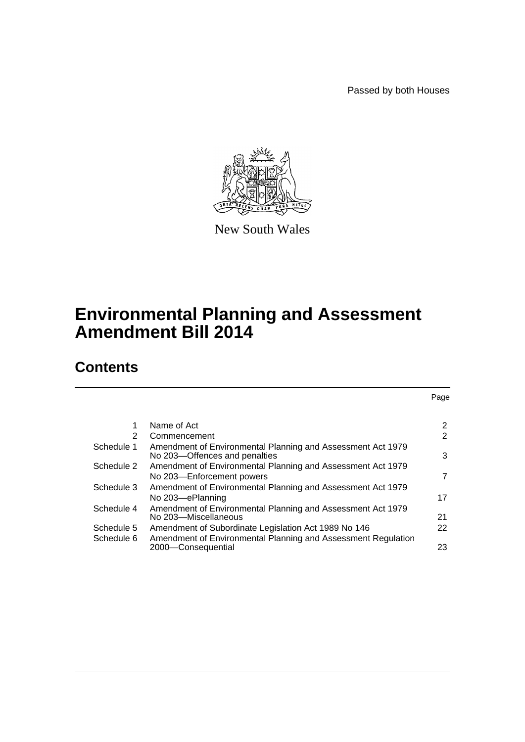Passed by both Houses

New South Wales

# Environmental Planning and Assessment Amendment Bill 2014

## Contents

| | | Page |
|---|---|---|
| 1 | Name of Act | 2 |
| 2 | Commencement | 2 |
| Schedule 1 | Amendment of Environmental Planning and Assessment Act 1979 No 203—Offences and penalties | 3 |
| Schedule 2 | Amendment of Environmental Planning and Assessment Act 1979 No 203—Enforcement powers | 7 |
| Schedule 3 | Amendment of Environmental Planning and Assessment Act 1979 No 203—ePlanning | 17 |
| Schedule 4 | Amendment of Environmental Planning and Assessment Act 1979 No 203—Miscellaneous | 21 |
| Schedule 5 | Amendment of Subordinate Legislation Act 1989 No 146 | 22 |
| Schedule 6 | Amendment of Environmental Planning and Assessment Regulation 2000—Consequential | 23 |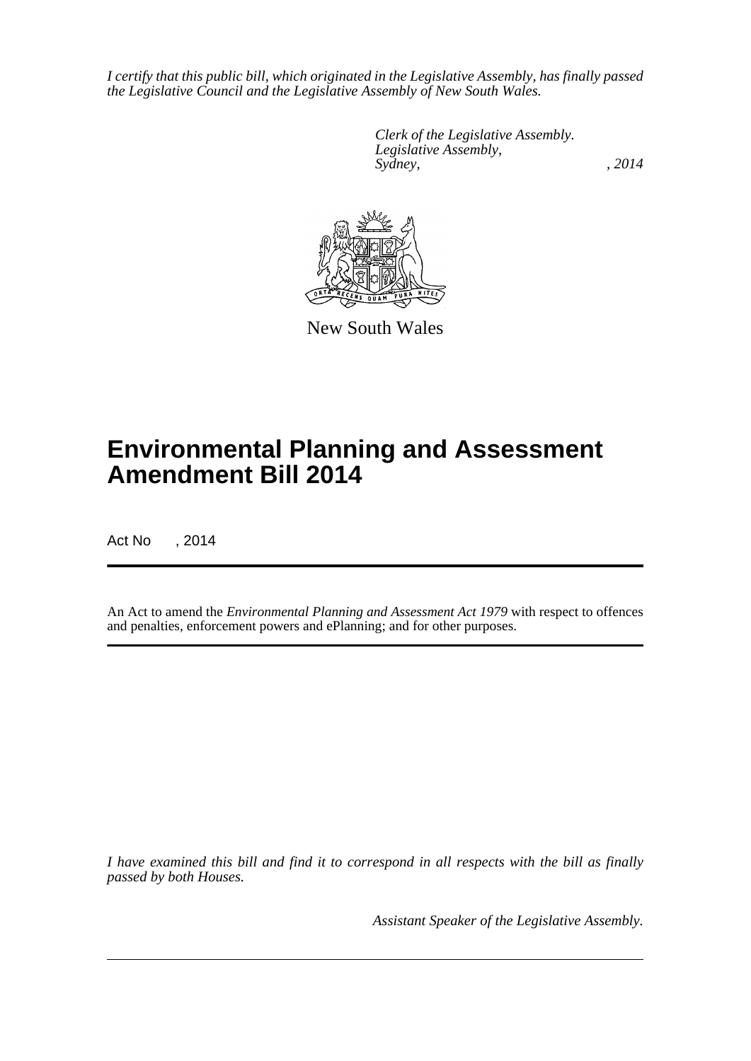*I certify that this public bill, which originated in the Legislative Assembly, has finally passed the Legislative Council and the Legislative Assembly of New South Wales.*

*Clerk of the Legislative Assembly.*
*Legislative Assembly,*
*Sydney, , 2014*

New South Wales

# Environmental Planning and Assessment Amendment Bill 2014

Act No , 2014

An Act to amend the *Environmental Planning and Assessment Act 1979* with respect to offences and penalties, enforcement powers and ePlanning; and for other purposes.

*I have examined this bill and find it to correspond in all respects with the bill as finally passed by both Houses.*

*Assistant Speaker of the Legislative Assembly.*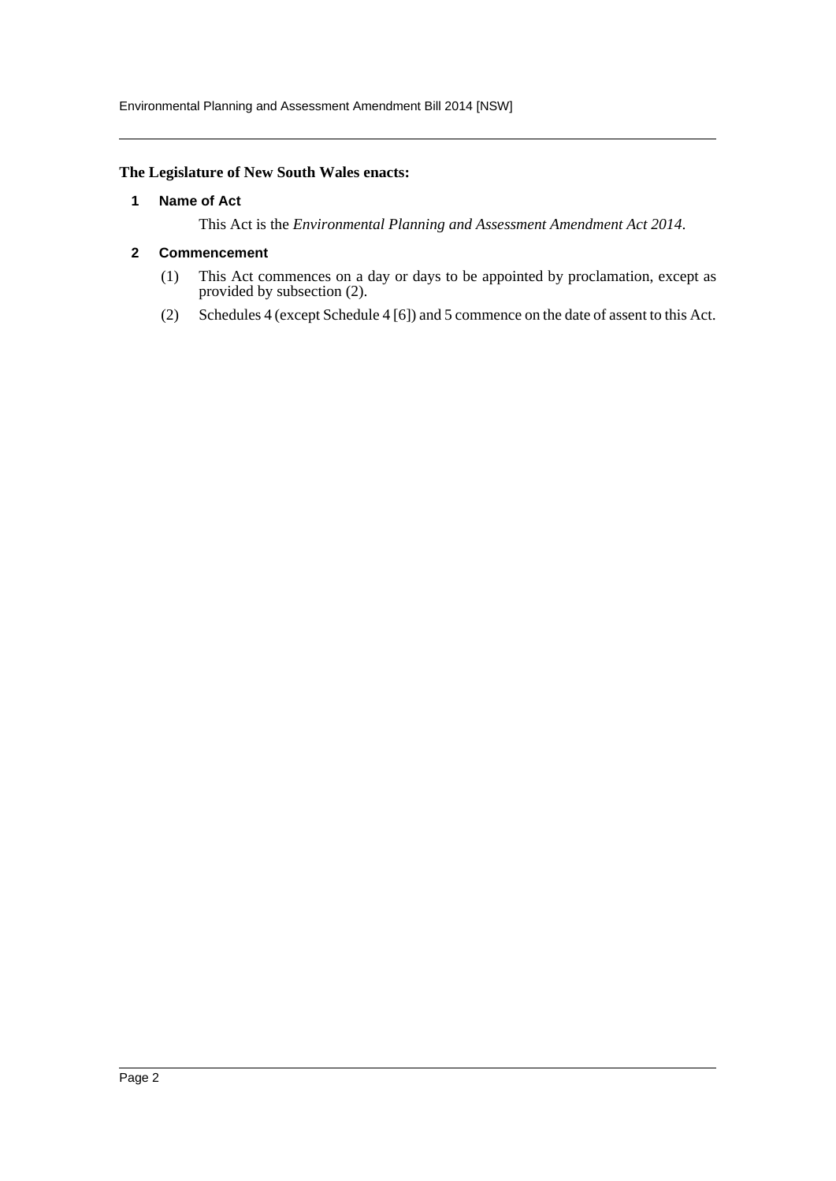**The Legislature of New South Wales enacts:**

## 1 Name of Act

This Act is the *Environmental Planning and Assessment Amendment Act 2014*.

## 2 Commencement

(1) This Act commences on a day or days to be appointed by proclamation, except as provided by subsection (2).

(2) Schedules 4 (except Schedule 4 [6]) and 5 commence on the date of assent to this Act.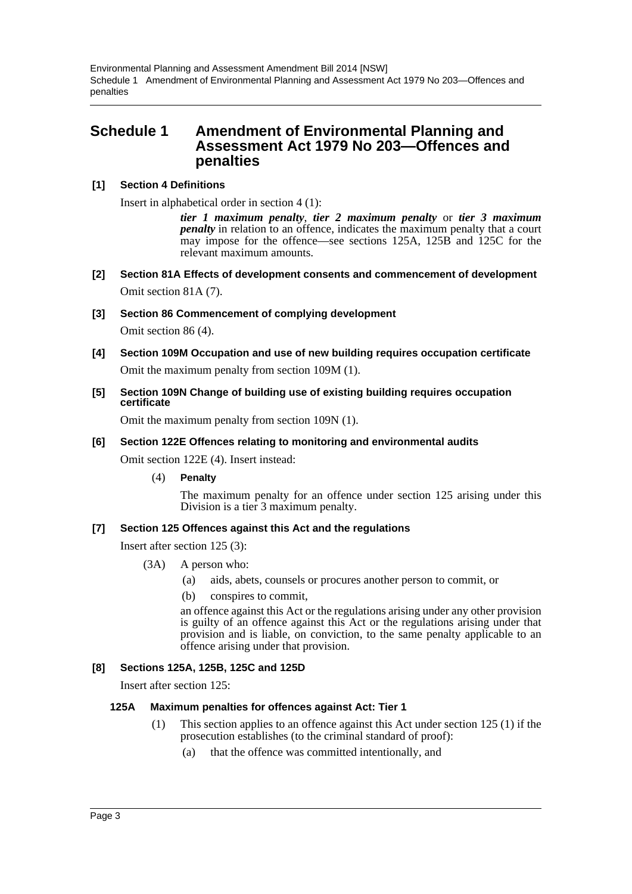# Schedule 1 Amendment of Environmental Planning and Assessment Act 1979 No 203—Offences and penalties

### [1] Section 4 Definitions

Insert in alphabetical order in section 4 (1):

> ***tier 1 maximum penalty***, ***tier 2 maximum penalty*** or ***tier 3 maximum penalty*** in relation to an offence, indicates the maximum penalty that a court may impose for the offence—see sections 125A, 125B and 125C for the relevant maximum amounts.

### [2] Section 81A Effects of development consents and commencement of development

Omit section 81A (7).

### [3] Section 86 Commencement of complying development

Omit section 86 (4).

### [4] Section 109M Occupation and use of new building requires occupation certificate

Omit the maximum penalty from section 109M (1).

### [5] Section 109N Change of building use of existing building requires occupation certificate

Omit the maximum penalty from section 109N (1).

### [6] Section 122E Offences relating to monitoring and environmental audits

Omit section 122E (4). Insert instead:

> (4) **Penalty**
>
> The maximum penalty for an offence under section 125 arising under this Division is a tier 3 maximum penalty.

### [7] Section 125 Offences against this Act and the regulations

Insert after section 125 (3):

> (3A) A person who:
>
> (a) aids, abets, counsels or procures another person to commit, or
>
> (b) conspires to commit,
>
> an offence against this Act or the regulations arising under any other provision is guilty of an offence against this Act or the regulations arising under that provision and is liable, on conviction, to the same penalty applicable to an offence arising under that provision.

### [8] Sections 125A, 125B, 125C and 125D

Insert after section 125:

> **125A Maximum penalties for offences against Act: Tier 1**
>
> (1) This section applies to an offence against this Act under section 125 (1) if the prosecution establishes (to the criminal standard of proof):
>
> (a) that the offence was committed intentionally, and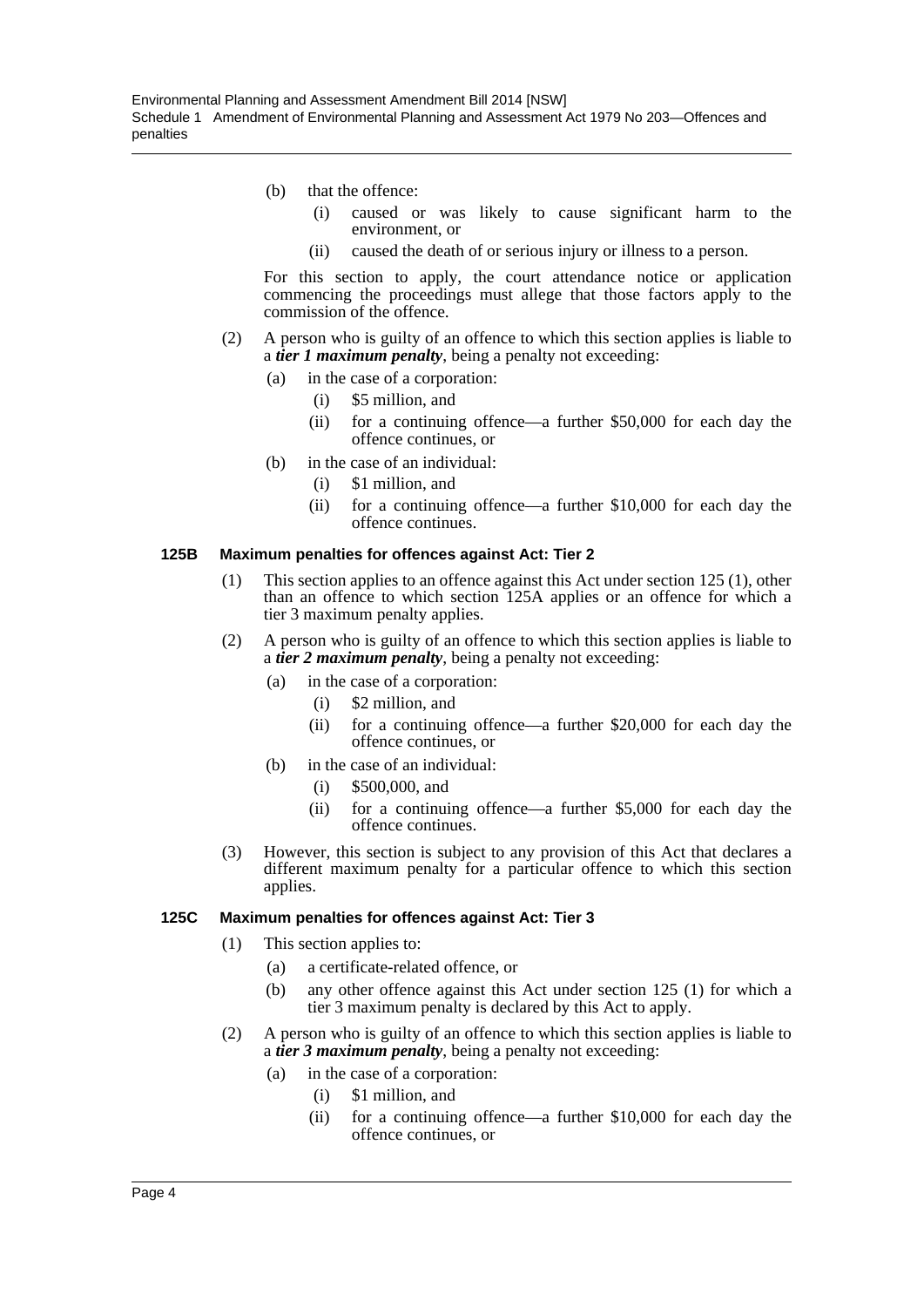(b) that the offence:

(i) caused or was likely to cause significant harm to the environment, or

(ii) caused the death of or serious injury or illness to a person.

For this section to apply, the court attendance notice or application commencing the proceedings must allege that those factors apply to the commission of the offence.

(2) A person who is guilty of an offence to which this section applies is liable to a ***tier 1 maximum penalty***, being a penalty not exceeding:

(a) in the case of a corporation:

(i) \$5 million, and

(ii) for a continuing offence—a further \$50,000 for each day the offence continues, or

(b) in the case of an individual:

(i) \$1 million, and

(ii) for a continuing offence—a further \$10,000 for each day the offence continues.

### 125B Maximum penalties for offences against Act: Tier 2

(1) This section applies to an offence against this Act under section 125 (1), other than an offence to which section 125A applies or an offence for which a tier 3 maximum penalty applies.

(2) A person who is guilty of an offence to which this section applies is liable to a ***tier 2 maximum penalty***, being a penalty not exceeding:

(a) in the case of a corporation:

(i) \$2 million, and

(ii) for a continuing offence—a further \$20,000 for each day the offence continues, or

(b) in the case of an individual:

(i) \$500,000, and

(ii) for a continuing offence—a further \$5,000 for each day the offence continues.

(3) However, this section is subject to any provision of this Act that declares a different maximum penalty for a particular offence to which this section applies.

### 125C Maximum penalties for offences against Act: Tier 3

(1) This section applies to:

(a) a certificate-related offence, or

(b) any other offence against this Act under section 125 (1) for which a tier 3 maximum penalty is declared by this Act to apply.

(2) A person who is guilty of an offence to which this section applies is liable to a ***tier 3 maximum penalty***, being a penalty not exceeding:

(a) in the case of a corporation:

(i) \$1 million, and

(ii) for a continuing offence—a further \$10,000 for each day the offence continues, or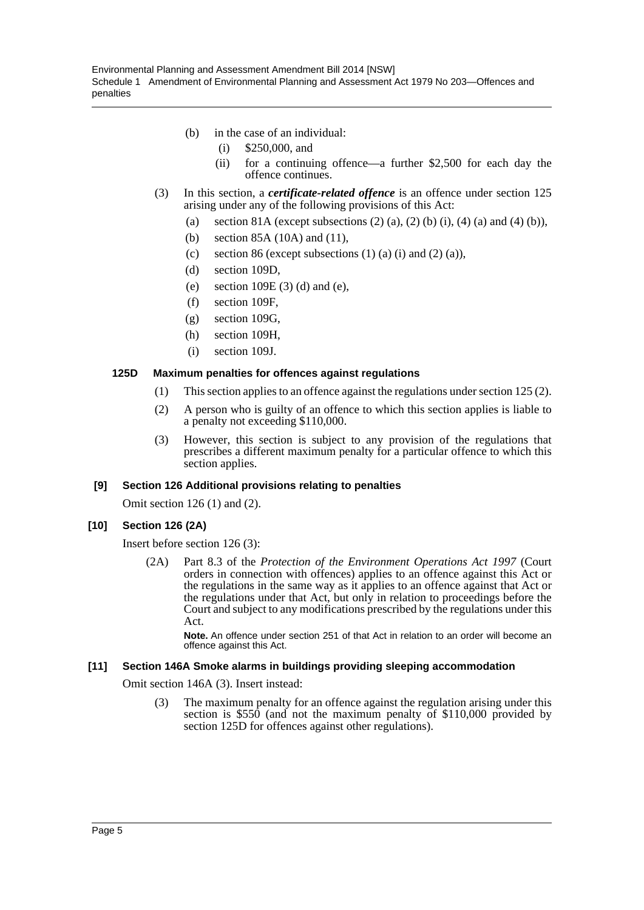(b) in the case of an individual:

(i) $250,000, and

(ii) for a continuing offence—a further $2,500 for each day the offence continues.

(3) In this section, a ***certificate-related offence*** is an offence under section 125 arising under any of the following provisions of this Act:

(a) section 81A (except subsections (2) (a), (2) (b) (i), (4) (a) and (4) (b)),

(b) section 85A (10A) and (11),

(c) section 86 (except subsections (1) (a) (i) and (2) (a)),

(d) section 109D,

(e) section 109E (3) (d) and (e),

(f) section 109F,

(g) section 109G,

(h) section 109H,

(i) section 109J.

**125D Maximum penalties for offences against regulations**

(1) This section applies to an offence against the regulations under section 125 (2).

(2) A person who is guilty of an offence to which this section applies is liable to a penalty not exceeding $110,000.

(3) However, this section is subject to any provision of the regulations that prescribes a different maximum penalty for a particular offence to which this section applies.

**[9] Section 126 Additional provisions relating to penalties**

Omit section 126 (1) and (2).

**[10] Section 126 (2A)**

Insert before section 126 (3):

(2A) Part 8.3 of the *Protection of the Environment Operations Act 1997* (Court orders in connection with offences) applies to an offence against this Act or the regulations in the same way as it applies to an offence against that Act or the regulations under that Act, but only in relation to proceedings before the Court and subject to any modifications prescribed by the regulations under this Act.

**Note.** An offence under section 251 of that Act in relation to an order will become an offence against this Act.

**[11] Section 146A Smoke alarms in buildings providing sleeping accommodation**

Omit section 146A (3). Insert instead:

(3) The maximum penalty for an offence against the regulation arising under this section is $550 (and not the maximum penalty of $110,000 provided by section 125D for offences against other regulations).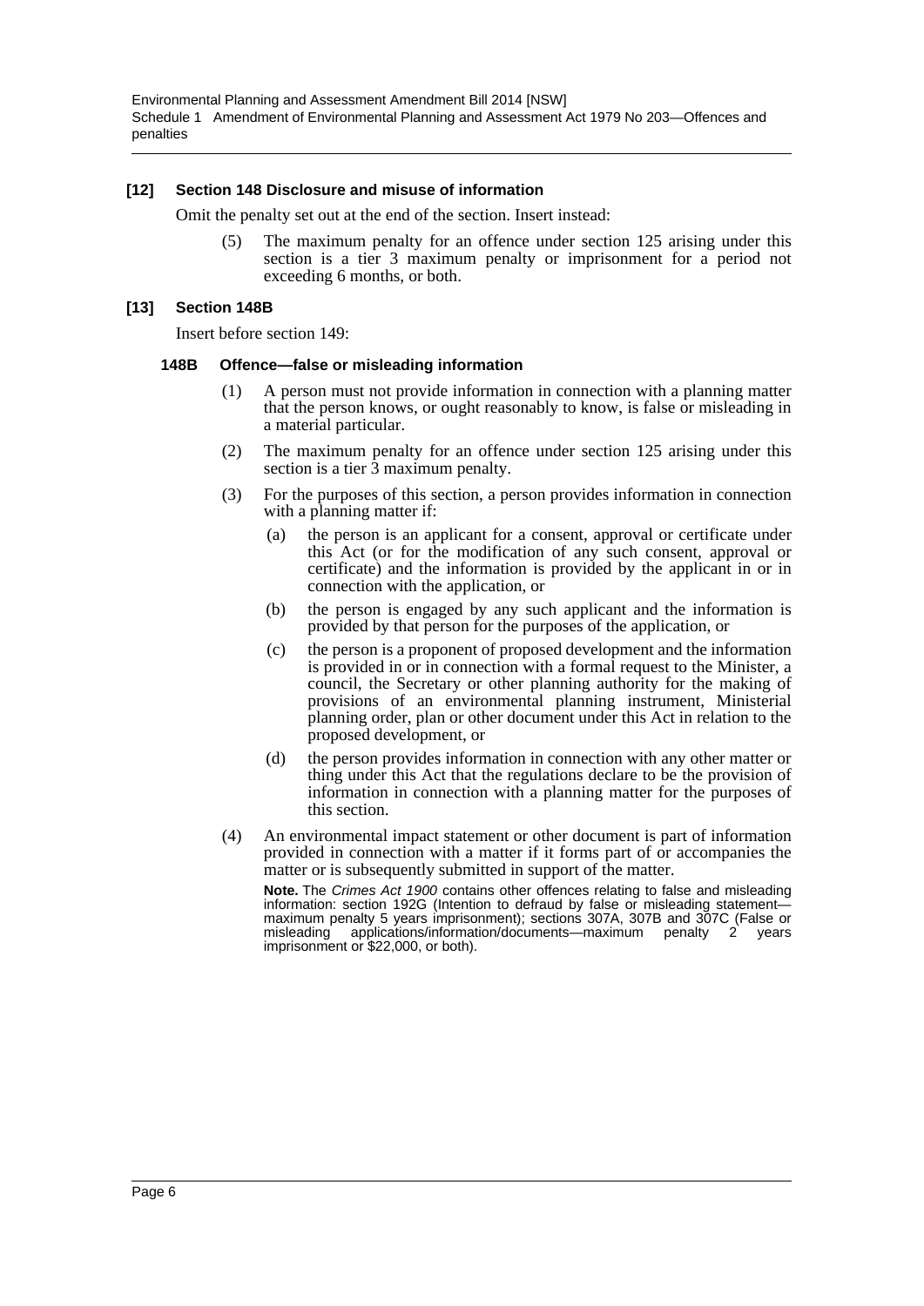### [12] Section 148 Disclosure and misuse of information

Omit the penalty set out at the end of the section. Insert instead:

(5) The maximum penalty for an offence under section 125 arising under this section is a tier 3 maximum penalty or imprisonment for a period not exceeding 6 months, or both.

### [13] Section 148B

Insert before section 149:

#### 148B Offence—false or misleading information

(1) A person must not provide information in connection with a planning matter that the person knows, or ought reasonably to know, is false or misleading in a material particular.

(2) The maximum penalty for an offence under section 125 arising under this section is a tier 3 maximum penalty.

(3) For the purposes of this section, a person provides information in connection with a planning matter if:

(a) the person is an applicant for a consent, approval or certificate under this Act (or for the modification of any such consent, approval or certificate) and the information is provided by the applicant in or in connection with the application, or

(b) the person is engaged by any such applicant and the information is provided by that person for the purposes of the application, or

(c) the person is a proponent of proposed development and the information is provided in or in connection with a formal request to the Minister, a council, the Secretary or other planning authority for the making of provisions of an environmental planning instrument, Ministerial planning order, plan or other document under this Act in relation to the proposed development, or

(d) the person provides information in connection with any other matter or thing under this Act that the regulations declare to be the provision of information in connection with a planning matter for the purposes of this section.

(4) An environmental impact statement or other document is part of information provided in connection with a matter if it forms part of or accompanies the matter or is subsequently submitted in support of the matter.

**Note.** The *Crimes Act 1900* contains other offences relating to false and misleading information: section 192G (Intention to defraud by false or misleading statement—maximum penalty 5 years imprisonment); sections 307A, 307B and 307C (False or misleading applications/information/documents—maximum penalty 2 years imprisonment or $22,000, or both).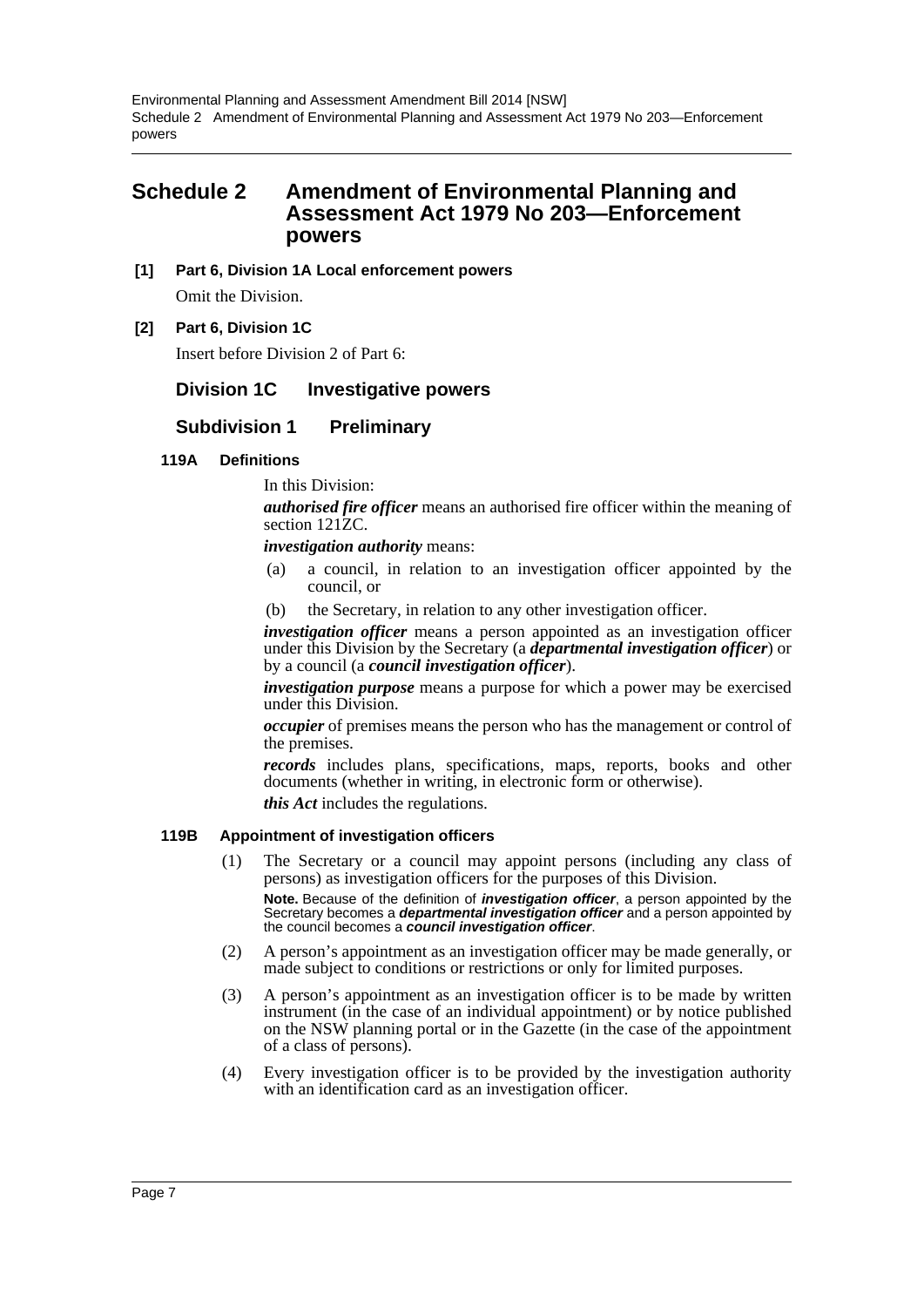## Schedule 2 Amendment of Environmental Planning and Assessment Act 1979 No 203—Enforcement powers

**[1] Part 6, Division 1A Local enforcement powers**

Omit the Division.

**[2] Part 6, Division 1C**

Insert before Division 2 of Part 6:

### Division 1C Investigative powers

### Subdivision 1 Preliminary

**119A Definitions**

In this Division:

***authorised fire officer*** means an authorised fire officer within the meaning of section 121ZC.

***investigation authority*** means:

(a) a council, in relation to an investigation officer appointed by the council, or

(b) the Secretary, in relation to any other investigation officer.

***investigation officer*** means a person appointed as an investigation officer under this Division by the Secretary (a ***departmental investigation officer***) or by a council (a ***council investigation officer***).

***investigation purpose*** means a purpose for which a power may be exercised under this Division.

***occupier*** of premises means the person who has the management or control of the premises.

***records*** includes plans, specifications, maps, reports, books and other documents (whether in writing, in electronic form or otherwise).

***this Act*** includes the regulations.

**119B Appointment of investigation officers**

(1) The Secretary or a council may appoint persons (including any class of persons) as investigation officers for the purposes of this Division.

**Note.** Because of the definition of ***investigation officer***, a person appointed by the Secretary becomes a ***departmental investigation officer*** and a person appointed by the council becomes a ***council investigation officer***.

(2) A person's appointment as an investigation officer may be made generally, or made subject to conditions or restrictions or only for limited purposes.

(3) A person's appointment as an investigation officer is to be made by written instrument (in the case of an individual appointment) or by notice published on the NSW planning portal or in the Gazette (in the case of the appointment of a class of persons).

(4) Every investigation officer is to be provided by the investigation authority with an identification card as an investigation officer.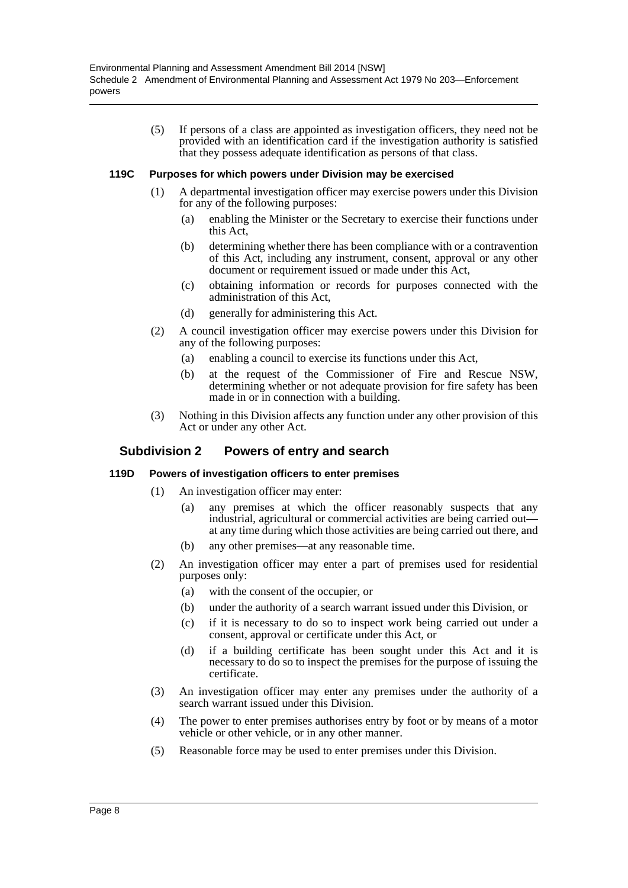(5) If persons of a class are appointed as investigation officers, they need not be provided with an identification card if the investigation authority is satisfied that they possess adequate identification as persons of that class.

**119C Purposes for which powers under Division may be exercised**

(1) A departmental investigation officer may exercise powers under this Division for any of the following purposes:

(a) enabling the Minister or the Secretary to exercise their functions under this Act,

(b) determining whether there has been compliance with or a contravention of this Act, including any instrument, consent, approval or any other document or requirement issued or made under this Act,

(c) obtaining information or records for purposes connected with the administration of this Act,

(d) generally for administering this Act.

(2) A council investigation officer may exercise powers under this Division for any of the following purposes:

(a) enabling a council to exercise its functions under this Act,

(b) at the request of the Commissioner of Fire and Rescue NSW, determining whether or not adequate provision for fire safety has been made in or in connection with a building.

(3) Nothing in this Division affects any function under any other provision of this Act or under any other Act.

## Subdivision 2 Powers of entry and search

**119D Powers of investigation officers to enter premises**

(1) An investigation officer may enter:

(a) any premises at which the officer reasonably suspects that any industrial, agricultural or commercial activities are being carried out—at any time during which those activities are being carried out there, and

(b) any other premises—at any reasonable time.

(2) An investigation officer may enter a part of premises used for residential purposes only:

(a) with the consent of the occupier, or

(b) under the authority of a search warrant issued under this Division, or

(c) if it is necessary to do so to inspect work being carried out under a consent, approval or certificate under this Act, or

(d) if a building certificate has been sought under this Act and it is necessary to do so to inspect the premises for the purpose of issuing the certificate.

(3) An investigation officer may enter any premises under the authority of a search warrant issued under this Division.

(4) The power to enter premises authorises entry by foot or by means of a motor vehicle or other vehicle, or in any other manner.

(5) Reasonable force may be used to enter premises under this Division.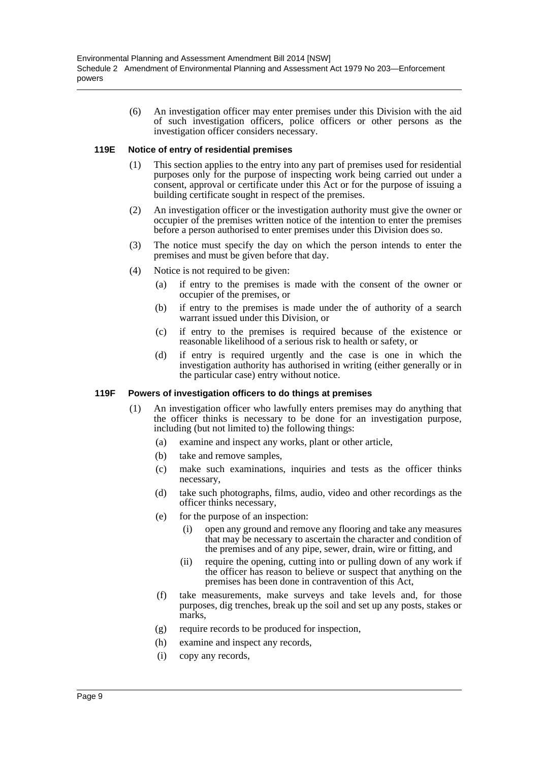(6) An investigation officer may enter premises under this Division with the aid of such investigation officers, police officers or other persons as the investigation officer considers necessary.

### 119E Notice of entry of residential premises

(1) This section applies to the entry into any part of premises used for residential purposes only for the purpose of inspecting work being carried out under a consent, approval or certificate under this Act or for the purpose of issuing a building certificate sought in respect of the premises.

(2) An investigation officer or the investigation authority must give the owner or occupier of the premises written notice of the intention to enter the premises before a person authorised to enter premises under this Division does so.

(3) The notice must specify the day on which the person intends to enter the premises and must be given before that day.

(4) Notice is not required to be given:

- (a) if entry to the premises is made with the consent of the owner or occupier of the premises, or
- (b) if entry to the premises is made under the of authority of a search warrant issued under this Division, or
- (c) if entry to the premises is required because of the existence or reasonable likelihood of a serious risk to health or safety, or
- (d) if entry is required urgently and the case is one in which the investigation authority has authorised in writing (either generally or in the particular case) entry without notice.

### 119F Powers of investigation officers to do things at premises

(1) An investigation officer who lawfully enters premises may do anything that the officer thinks is necessary to be done for an investigation purpose, including (but not limited to) the following things:

- (a) examine and inspect any works, plant or other article,
- (b) take and remove samples,
- (c) make such examinations, inquiries and tests as the officer thinks necessary,
- (d) take such photographs, films, audio, video and other recordings as the officer thinks necessary,
- (e) for the purpose of an inspection:
  - (i) open any ground and remove any flooring and take any measures that may be necessary to ascertain the character and condition of the premises and of any pipe, sewer, drain, wire or fitting, and
  - (ii) require the opening, cutting into or pulling down of any work if the officer has reason to believe or suspect that anything on the premises has been done in contravention of this Act,
- (f) take measurements, make surveys and take levels and, for those purposes, dig trenches, break up the soil and set up any posts, stakes or marks,
- (g) require records to be produced for inspection,
- (h) examine and inspect any records,
- (i) copy any records,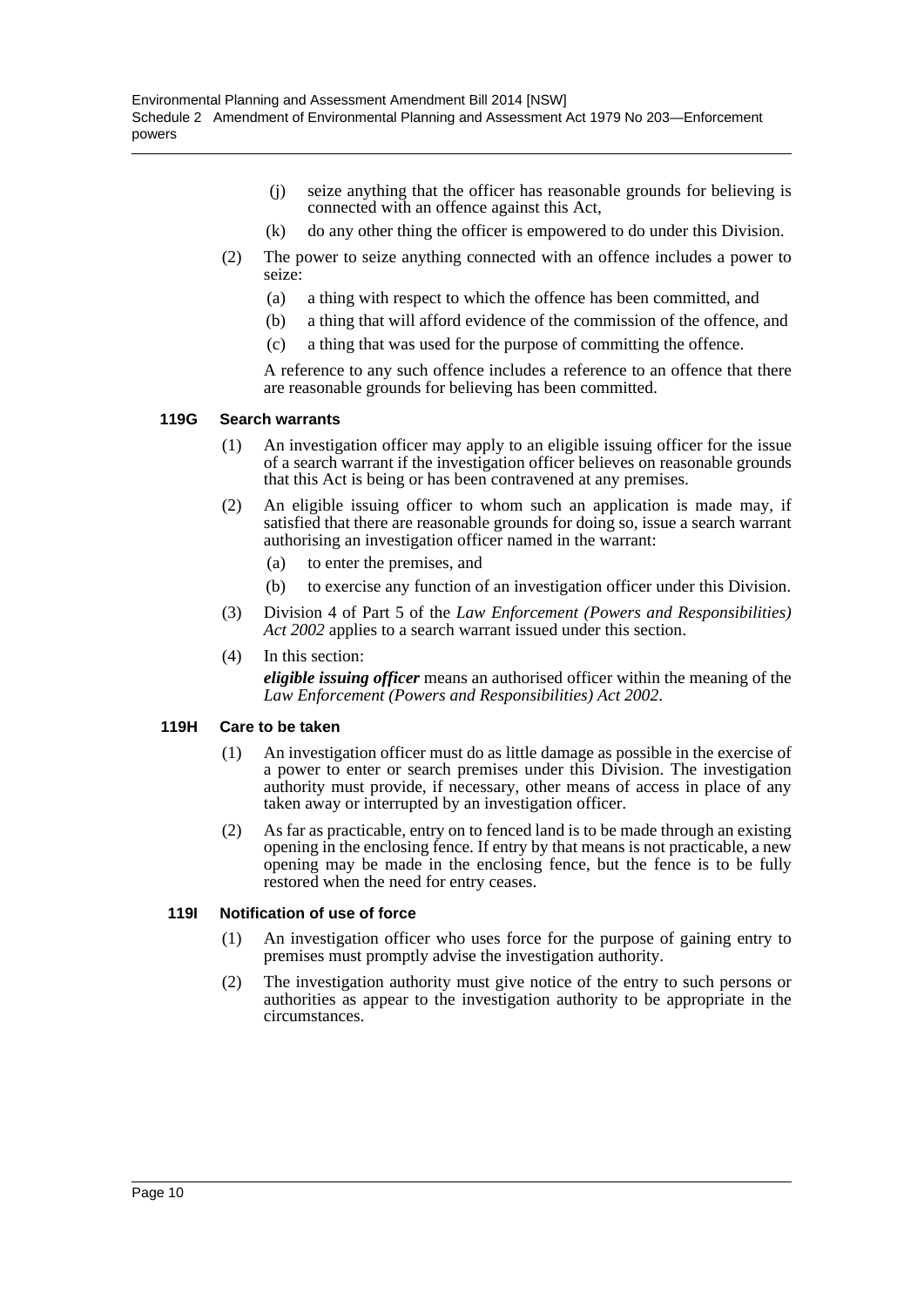(j) seize anything that the officer has reasonable grounds for believing is connected with an offence against this Act,

(k) do any other thing the officer is empowered to do under this Division.

(2) The power to seize anything connected with an offence includes a power to seize:

(a) a thing with respect to which the offence has been committed, and

(b) a thing that will afford evidence of the commission of the offence, and

(c) a thing that was used for the purpose of committing the offence.

A reference to any such offence includes a reference to an offence that there are reasonable grounds for believing has been committed.

#### 119G Search warrants

(1) An investigation officer may apply to an eligible issuing officer for the issue of a search warrant if the investigation officer believes on reasonable grounds that this Act is being or has been contravened at any premises.

(2) An eligible issuing officer to whom such an application is made may, if satisfied that there are reasonable grounds for doing so, issue a search warrant authorising an investigation officer named in the warrant:

(a) to enter the premises, and

(b) to exercise any function of an investigation officer under this Division.

(3) Division 4 of Part 5 of the *Law Enforcement (Powers and Responsibilities) Act 2002* applies to a search warrant issued under this section.

(4) In this section:

***eligible issuing officer*** means an authorised officer within the meaning of the *Law Enforcement (Powers and Responsibilities) Act 2002*.

#### 119H Care to be taken

(1) An investigation officer must do as little damage as possible in the exercise of a power to enter or search premises under this Division. The investigation authority must provide, if necessary, other means of access in place of any taken away or interrupted by an investigation officer.

(2) As far as practicable, entry on to fenced land is to be made through an existing opening in the enclosing fence. If entry by that means is not practicable, a new opening may be made in the enclosing fence, but the fence is to be fully restored when the need for entry ceases.

#### 119I Notification of use of force

(1) An investigation officer who uses force for the purpose of gaining entry to premises must promptly advise the investigation authority.

(2) The investigation authority must give notice of the entry to such persons or authorities as appear to the investigation authority to be appropriate in the circumstances.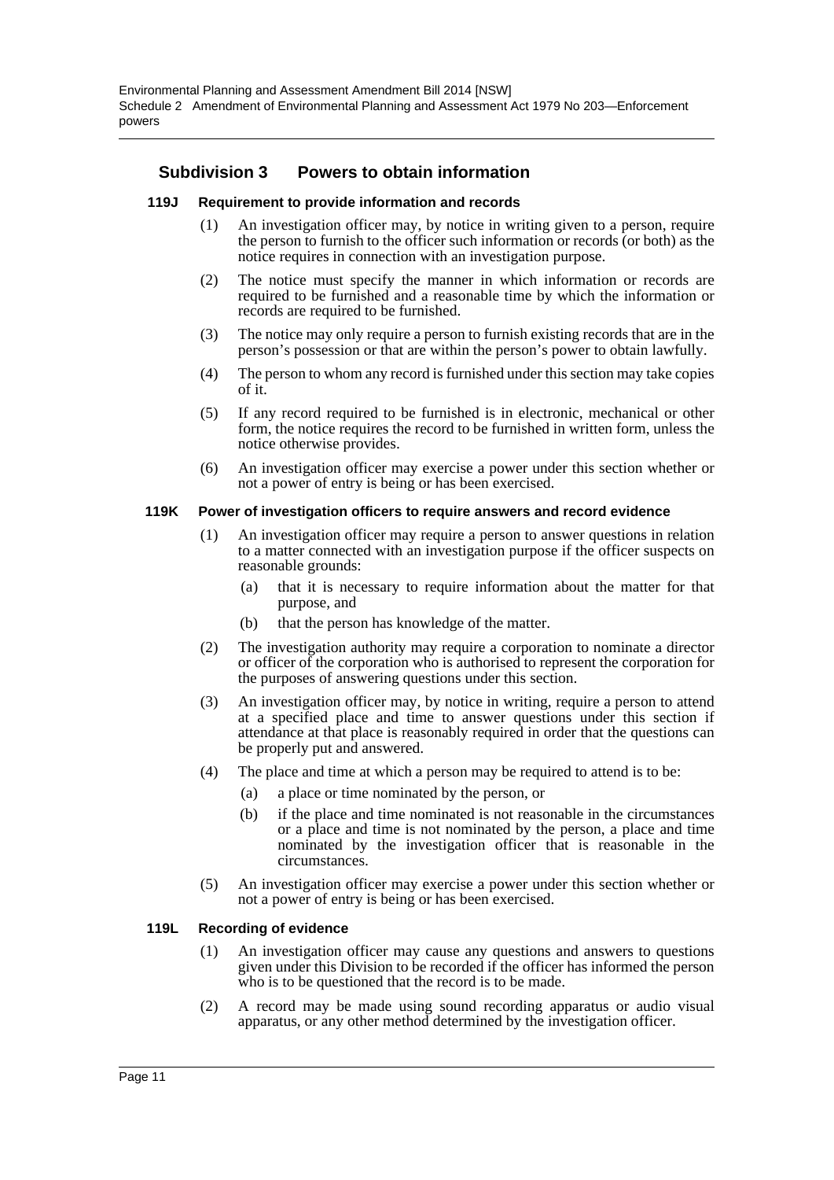## Subdivision 3 Powers to obtain information

#### 119J Requirement to provide information and records

(1) An investigation officer may, by notice in writing given to a person, require the person to furnish to the officer such information or records (or both) as the notice requires in connection with an investigation purpose.

(2) The notice must specify the manner in which information or records are required to be furnished and a reasonable time by which the information or records are required to be furnished.

(3) The notice may only require a person to furnish existing records that are in the person's possession or that are within the person's power to obtain lawfully.

(4) The person to whom any record is furnished under this section may take copies of it.

(5) If any record required to be furnished is in electronic, mechanical or other form, the notice requires the record to be furnished in written form, unless the notice otherwise provides.

(6) An investigation officer may exercise a power under this section whether or not a power of entry is being or has been exercised.

#### 119K Power of investigation officers to require answers and record evidence

(1) An investigation officer may require a person to answer questions in relation to a matter connected with an investigation purpose if the officer suspects on reasonable grounds:

(a) that it is necessary to require information about the matter for that purpose, and

(b) that the person has knowledge of the matter.

(2) The investigation authority may require a corporation to nominate a director or officer of the corporation who is authorised to represent the corporation for the purposes of answering questions under this section.

(3) An investigation officer may, by notice in writing, require a person to attend at a specified place and time to answer questions under this section if attendance at that place is reasonably required in order that the questions can be properly put and answered.

(4) The place and time at which a person may be required to attend is to be:

(a) a place or time nominated by the person, or

(b) if the place and time nominated is not reasonable in the circumstances or a place and time is not nominated by the person, a place and time nominated by the investigation officer that is reasonable in the circumstances.

(5) An investigation officer may exercise a power under this section whether or not a power of entry is being or has been exercised.

#### 119L Recording of evidence

(1) An investigation officer may cause any questions and answers to questions given under this Division to be recorded if the officer has informed the person who is to be questioned that the record is to be made.

(2) A record may be made using sound recording apparatus or audio visual apparatus, or any other method determined by the investigation officer.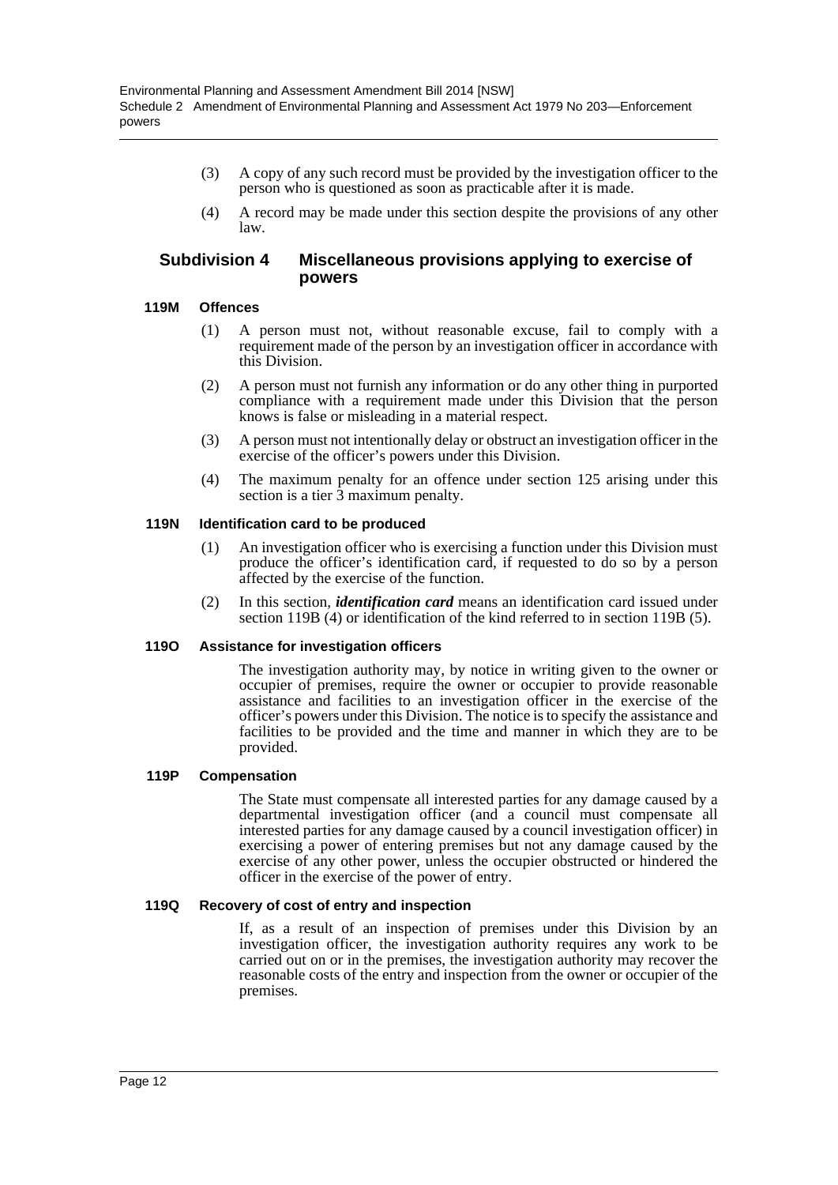(3) A copy of any such record must be provided by the investigation officer to the person who is questioned as soon as practicable after it is made.

(4) A record may be made under this section despite the provisions of any other law.

### Subdivision 4 Miscellaneous provisions applying to exercise of powers

#### 119M Offences

(1) A person must not, without reasonable excuse, fail to comply with a requirement made of the person by an investigation officer in accordance with this Division.

(2) A person must not furnish any information or do any other thing in purported compliance with a requirement made under this Division that the person knows is false or misleading in a material respect.

(3) A person must not intentionally delay or obstruct an investigation officer in the exercise of the officer's powers under this Division.

(4) The maximum penalty for an offence under section 125 arising under this section is a tier 3 maximum penalty.

#### 119N Identification card to be produced

(1) An investigation officer who is exercising a function under this Division must produce the officer's identification card, if requested to do so by a person affected by the exercise of the function.

(2) In this section, ***identification card*** means an identification card issued under section 119B (4) or identification of the kind referred to in section 119B (5).

#### 119O Assistance for investigation officers

The investigation authority may, by notice in writing given to the owner or occupier of premises, require the owner or occupier to provide reasonable assistance and facilities to an investigation officer in the exercise of the officer's powers under this Division. The notice is to specify the assistance and facilities to be provided and the time and manner in which they are to be provided.

#### 119P Compensation

The State must compensate all interested parties for any damage caused by a departmental investigation officer (and a council must compensate all interested parties for any damage caused by a council investigation officer) in exercising a power of entering premises but not any damage caused by the exercise of any other power, unless the occupier obstructed or hindered the officer in the exercise of the power of entry.

#### 119Q Recovery of cost of entry and inspection

If, as a result of an inspection of premises under this Division by an investigation officer, the investigation authority requires any work to be carried out on or in the premises, the investigation authority may recover the reasonable costs of the entry and inspection from the owner or occupier of the premises.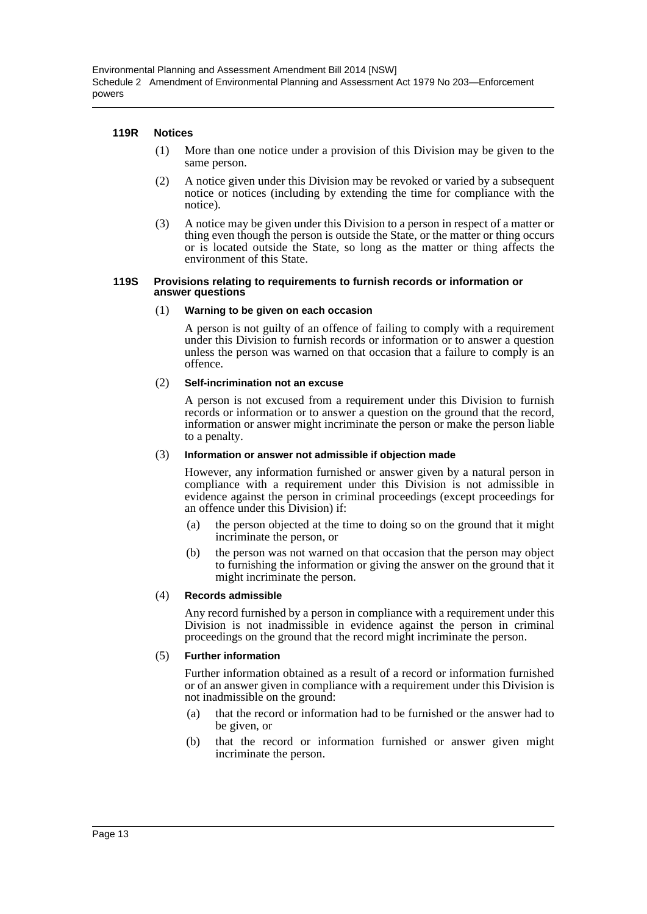#### 119R Notices

(1) More than one notice under a provision of this Division may be given to the same person.

(2) A notice given under this Division may be revoked or varied by a subsequent notice or notices (including by extending the time for compliance with the notice).

(3) A notice may be given under this Division to a person in respect of a matter or thing even though the person is outside the State, or the matter or thing occurs or is located outside the State, so long as the matter or thing affects the environment of this State.

#### 119S Provisions relating to requirements to furnish records or information or answer questions

(1) **Warning to be given on each occasion**

A person is not guilty of an offence of failing to comply with a requirement under this Division to furnish records or information or to answer a question unless the person was warned on that occasion that a failure to comply is an offence.

(2) **Self-incrimination not an excuse**

A person is not excused from a requirement under this Division to furnish records or information or to answer a question on the ground that the record, information or answer might incriminate the person or make the person liable to a penalty.

(3) **Information or answer not admissible if objection made**

However, any information furnished or answer given by a natural person in compliance with a requirement under this Division is not admissible in evidence against the person in criminal proceedings (except proceedings for an offence under this Division) if:

(a) the person objected at the time to doing so on the ground that it might incriminate the person, or

(b) the person was not warned on that occasion that the person may object to furnishing the information or giving the answer on the ground that it might incriminate the person.

(4) **Records admissible**

Any record furnished by a person in compliance with a requirement under this Division is not inadmissible in evidence against the person in criminal proceedings on the ground that the record might incriminate the person.

(5) **Further information**

Further information obtained as a result of a record or information furnished or of an answer given in compliance with a requirement under this Division is not inadmissible on the ground:

(a) that the record or information had to be furnished or the answer had to be given, or

(b) that the record or information furnished or answer given might incriminate the person.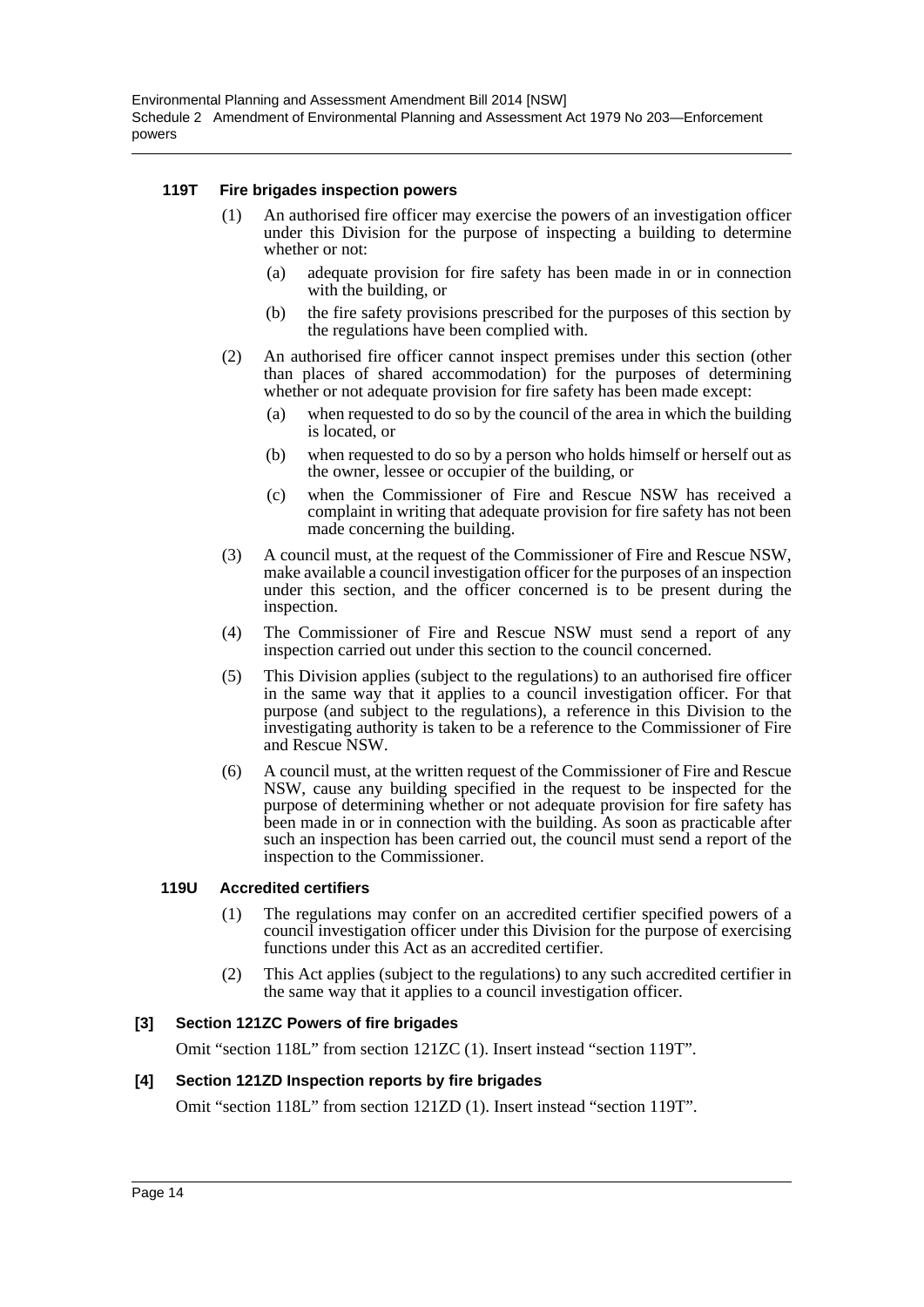#### 119T Fire brigades inspection powers

(1) An authorised fire officer may exercise the powers of an investigation officer under this Division for the purpose of inspecting a building to determine whether or not:

- (a) adequate provision for fire safety has been made in or in connection with the building, or
- (b) the fire safety provisions prescribed for the purposes of this section by the regulations have been complied with.

(2) An authorised fire officer cannot inspect premises under this section (other than places of shared accommodation) for the purposes of determining whether or not adequate provision for fire safety has been made except:

- (a) when requested to do so by the council of the area in which the building is located, or
- (b) when requested to do so by a person who holds himself or herself out as the owner, lessee or occupier of the building, or
- (c) when the Commissioner of Fire and Rescue NSW has received a complaint in writing that adequate provision for fire safety has not been made concerning the building.

(3) A council must, at the request of the Commissioner of Fire and Rescue NSW, make available a council investigation officer for the purposes of an inspection under this section, and the officer concerned is to be present during the inspection.

(4) The Commissioner of Fire and Rescue NSW must send a report of any inspection carried out under this section to the council concerned.

(5) This Division applies (subject to the regulations) to an authorised fire officer in the same way that it applies to a council investigation officer. For that purpose (and subject to the regulations), a reference in this Division to the investigating authority is taken to be a reference to the Commissioner of Fire and Rescue NSW.

(6) A council must, at the written request of the Commissioner of Fire and Rescue NSW, cause any building specified in the request to be inspected for the purpose of determining whether or not adequate provision for fire safety has been made in or in connection with the building. As soon as practicable after such an inspection has been carried out, the council must send a report of the inspection to the Commissioner.

#### 119U Accredited certifiers

(1) The regulations may confer on an accredited certifier specified powers of a council investigation officer under this Division for the purpose of exercising functions under this Act as an accredited certifier.

(2) This Act applies (subject to the regulations) to any such accredited certifier in the same way that it applies to a council investigation officer.

### [3] Section 121ZC Powers of fire brigades

Omit "section 118L" from section 121ZC (1). Insert instead "section 119T".

### [4] Section 121ZD Inspection reports by fire brigades

Omit "section 118L" from section 121ZD (1). Insert instead "section 119T".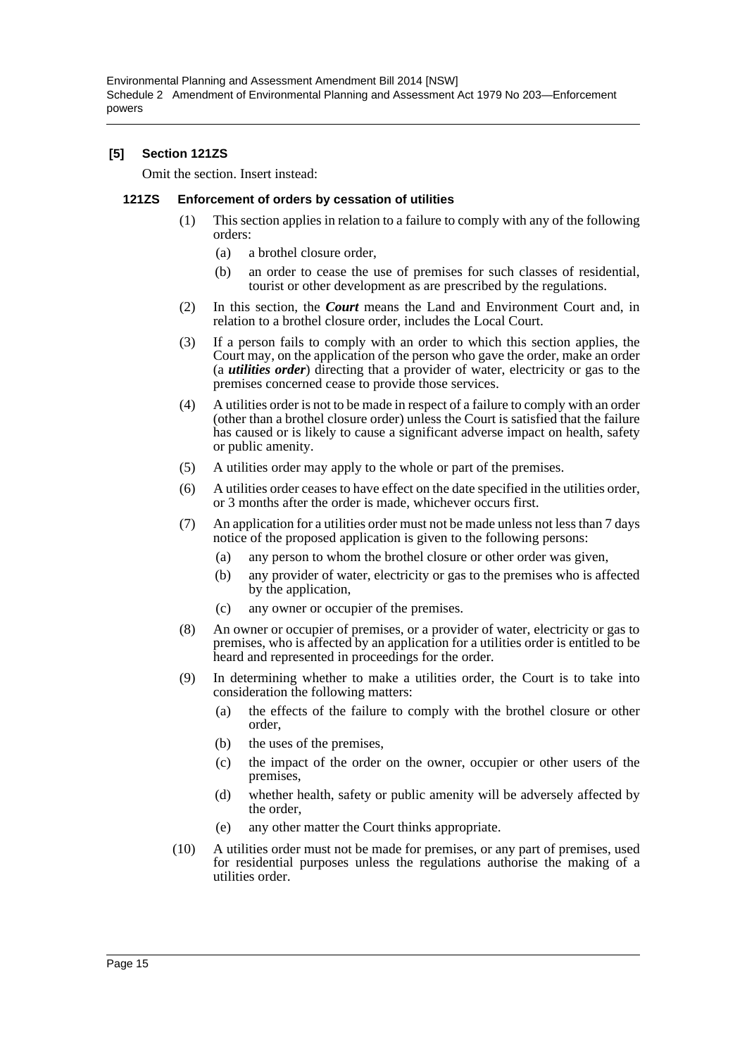### [5] Section 121ZS

Omit the section. Insert instead:

#### 121ZS Enforcement of orders by cessation of utilities

(1) This section applies in relation to a failure to comply with any of the following orders:

- (a) a brothel closure order,
- (b) an order to cease the use of premises for such classes of residential, tourist or other development as are prescribed by the regulations.

(2) In this section, the ***Court*** means the Land and Environment Court and, in relation to a brothel closure order, includes the Local Court.

(3) If a person fails to comply with an order to which this section applies, the Court may, on the application of the person who gave the order, make an order (a ***utilities order***) directing that a provider of water, electricity or gas to the premises concerned cease to provide those services.

(4) A utilities order is not to be made in respect of a failure to comply with an order (other than a brothel closure order) unless the Court is satisfied that the failure has caused or is likely to cause a significant adverse impact on health, safety or public amenity.

(5) A utilities order may apply to the whole or part of the premises.

(6) A utilities order ceases to have effect on the date specified in the utilities order, or 3 months after the order is made, whichever occurs first.

(7) An application for a utilities order must not be made unless not less than 7 days notice of the proposed application is given to the following persons:

- (a) any person to whom the brothel closure or other order was given,
- (b) any provider of water, electricity or gas to the premises who is affected by the application,
- (c) any owner or occupier of the premises.

(8) An owner or occupier of premises, or a provider of water, electricity or gas to premises, who is affected by an application for a utilities order is entitled to be heard and represented in proceedings for the order.

(9) In determining whether to make a utilities order, the Court is to take into consideration the following matters:

- (a) the effects of the failure to comply with the brothel closure or other order,
- (b) the uses of the premises,
- (c) the impact of the order on the owner, occupier or other users of the premises,
- (d) whether health, safety or public amenity will be adversely affected by the order,
- (e) any other matter the Court thinks appropriate.

(10) A utilities order must not be made for premises, or any part of premises, used for residential purposes unless the regulations authorise the making of a utilities order.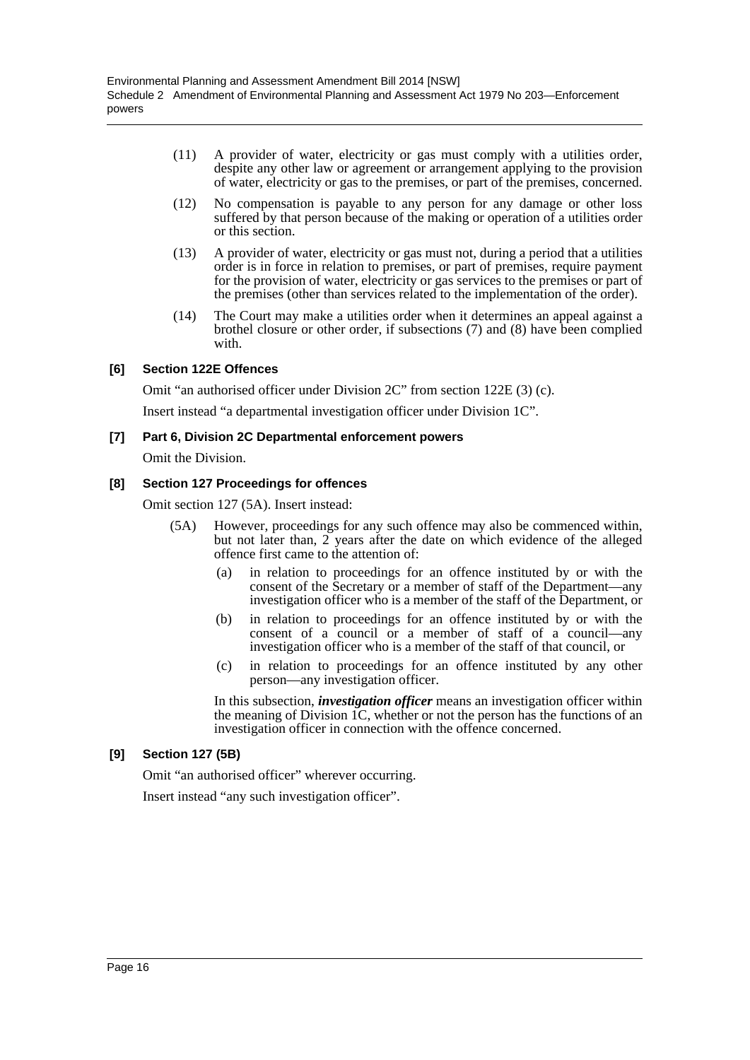(11) A provider of water, electricity or gas must comply with a utilities order, despite any other law or agreement or arrangement applying to the provision of water, electricity or gas to the premises, or part of the premises, concerned.

(12) No compensation is payable to any person for any damage or other loss suffered by that person because of the making or operation of a utilities order or this section.

(13) A provider of water, electricity or gas must not, during a period that a utilities order is in force in relation to premises, or part of premises, require payment for the provision of water, electricity or gas services to the premises or part of the premises (other than services related to the implementation of the order).

(14) The Court may make a utilities order when it determines an appeal against a brothel closure or other order, if subsections (7) and (8) have been complied with.

**[6] Section 122E Offences**

Omit "an authorised officer under Division 2C" from section 122E (3) (c).

Insert instead "a departmental investigation officer under Division 1C".

**[7] Part 6, Division 2C Departmental enforcement powers**

Omit the Division.

**[8] Section 127 Proceedings for offences**

Omit section 127 (5A). Insert instead:

(5A) However, proceedings for any such offence may also be commenced within, but not later than, 2 years after the date on which evidence of the alleged offence first came to the attention of:

(a) in relation to proceedings for an offence instituted by or with the consent of the Secretary or a member of staff of the Department—any investigation officer who is a member of the staff of the Department, or

(b) in relation to proceedings for an offence instituted by or with the consent of a council or a member of staff of a council—any investigation officer who is a member of the staff of that council, or

(c) in relation to proceedings for an offence instituted by any other person—any investigation officer.

In this subsection, ***investigation officer*** means an investigation officer within the meaning of Division 1C, whether or not the person has the functions of an investigation officer in connection with the offence concerned.

**[9] Section 127 (5B)**

Omit "an authorised officer" wherever occurring.

Insert instead "any such investigation officer".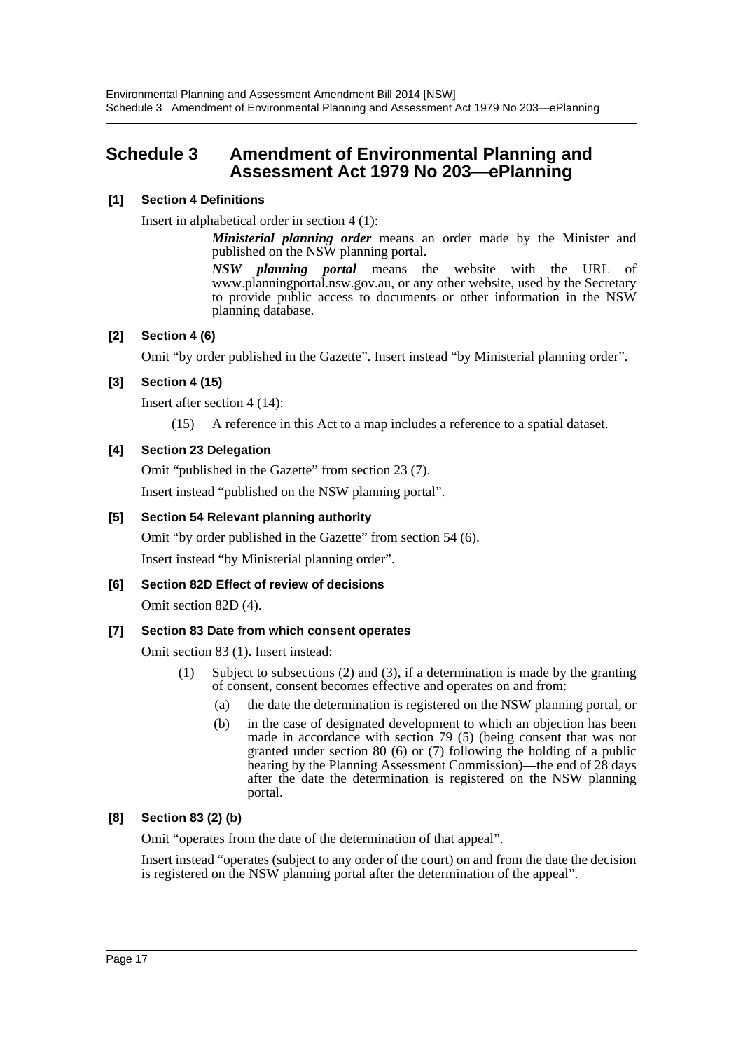# Schedule 3 Amendment of Environmental Planning and Assessment Act 1979 No 203—ePlanning

### [1] Section 4 Definitions

Insert in alphabetical order in section 4 (1):

> ***Ministerial planning order*** means an order made by the Minister and published on the NSW planning portal.
>
> ***NSW planning portal*** means the website with the URL of www.planningportal.nsw.gov.au, or any other website, used by the Secretary to provide public access to documents or other information in the NSW planning database.

### [2] Section 4 (6)

Omit "by order published in the Gazette". Insert instead "by Ministerial planning order".

### [3] Section 4 (15)

Insert after section 4 (14):

> (15) A reference in this Act to a map includes a reference to a spatial dataset.

### [4] Section 23 Delegation

Omit "published in the Gazette" from section 23 (7).

Insert instead "published on the NSW planning portal".

### [5] Section 54 Relevant planning authority

Omit "by order published in the Gazette" from section 54 (6).

Insert instead "by Ministerial planning order".

### [6] Section 82D Effect of review of decisions

Omit section 82D (4).

### [7] Section 83 Date from which consent operates

Omit section 83 (1). Insert instead:

> (1) Subject to subsections (2) and (3), if a determination is made by the granting of consent, consent becomes effective and operates on and from:
>
> (a) the date the determination is registered on the NSW planning portal, or
>
> (b) in the case of designated development to which an objection has been made in accordance with section 79 (5) (being consent that was not granted under section 80 (6) or (7) following the holding of a public hearing by the Planning Assessment Commission)—the end of 28 days after the date the determination is registered on the NSW planning portal.

### [8] Section 83 (2) (b)

Omit "operates from the date of the determination of that appeal".

Insert instead "operates (subject to any order of the court) on and from the date the decision is registered on the NSW planning portal after the determination of the appeal".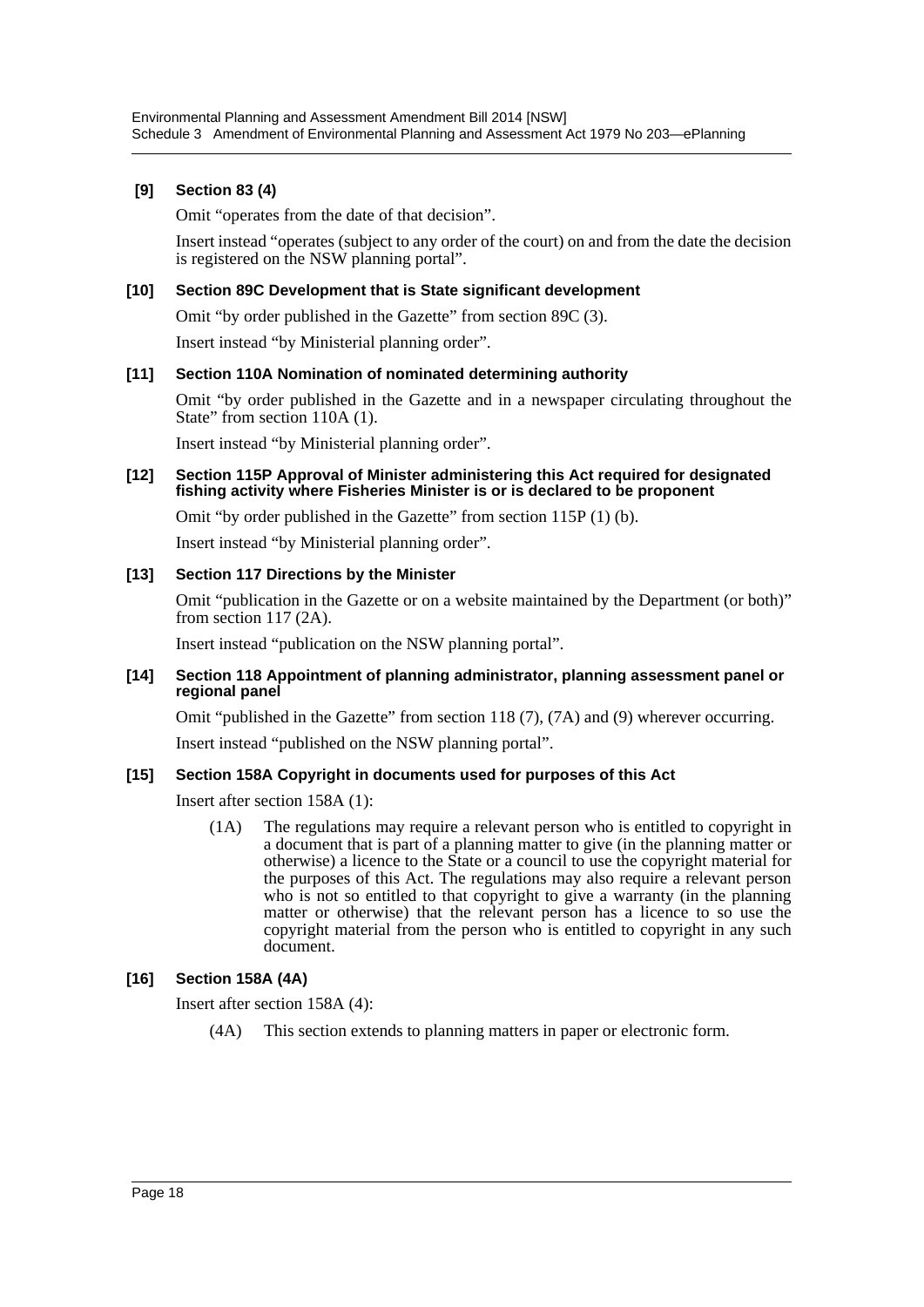### [9] Section 83 (4)

Omit "operates from the date of that decision".

Insert instead "operates (subject to any order of the court) on and from the date the decision is registered on the NSW planning portal".

### [10] Section 89C Development that is State significant development

Omit "by order published in the Gazette" from section 89C (3).

Insert instead "by Ministerial planning order".

### [11] Section 110A Nomination of nominated determining authority

Omit "by order published in the Gazette and in a newspaper circulating throughout the State" from section 110A (1).

Insert instead "by Ministerial planning order".

### [12] Section 115P Approval of Minister administering this Act required for designated fishing activity where Fisheries Minister is or is declared to be proponent

Omit "by order published in the Gazette" from section 115P (1) (b).

Insert instead "by Ministerial planning order".

### [13] Section 117 Directions by the Minister

Omit "publication in the Gazette or on a website maintained by the Department (or both)" from section 117 (2A).

Insert instead "publication on the NSW planning portal".

### [14] Section 118 Appointment of planning administrator, planning assessment panel or regional panel

Omit "published in the Gazette" from section 118 (7), (7A) and (9) wherever occurring.

Insert instead "published on the NSW planning portal".

### [15] Section 158A Copyright in documents used for purposes of this Act

Insert after section 158A (1):

> (1A) The regulations may require a relevant person who is entitled to copyright in a document that is part of a planning matter to give (in the planning matter or otherwise) a licence to the State or a council to use the copyright material for the purposes of this Act. The regulations may also require a relevant person who is not so entitled to that copyright to give a warranty (in the planning matter or otherwise) that the relevant person has a licence to so use the copyright material from the person who is entitled to copyright in any such document.

### [16] Section 158A (4A)

Insert after section 158A (4):

> (4A) This section extends to planning matters in paper or electronic form.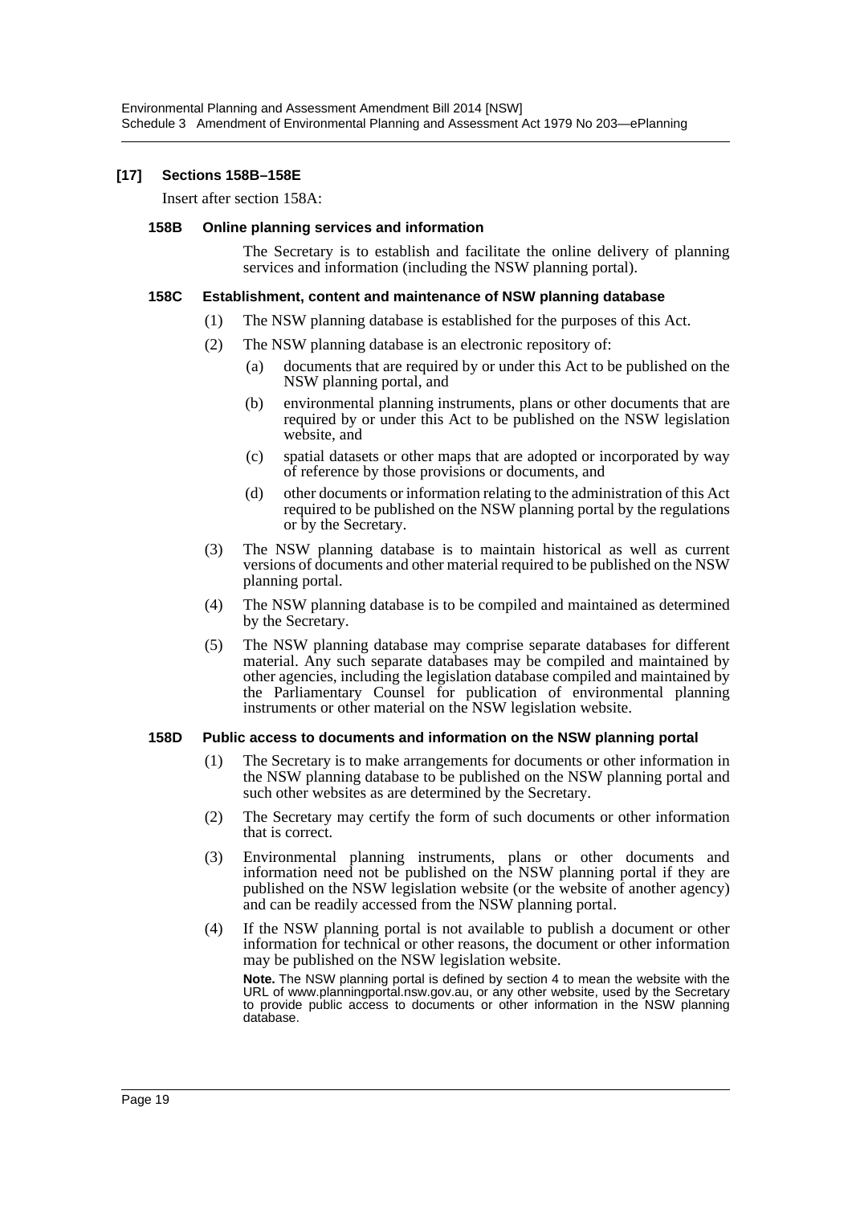### [17] Sections 158B–158E

Insert after section 158A:

#### 158B Online planning services and information

The Secretary is to establish and facilitate the online delivery of planning services and information (including the NSW planning portal).

#### 158C Establishment, content and maintenance of NSW planning database

(1) The NSW planning database is established for the purposes of this Act.

(2) The NSW planning database is an electronic repository of:

(a) documents that are required by or under this Act to be published on the NSW planning portal, and

(b) environmental planning instruments, plans or other documents that are required by or under this Act to be published on the NSW legislation website, and

(c) spatial datasets or other maps that are adopted or incorporated by way of reference by those provisions or documents, and

(d) other documents or information relating to the administration of this Act required to be published on the NSW planning portal by the regulations or by the Secretary.

(3) The NSW planning database is to maintain historical as well as current versions of documents and other material required to be published on the NSW planning portal.

(4) The NSW planning database is to be compiled and maintained as determined by the Secretary.

(5) The NSW planning database may comprise separate databases for different material. Any such separate databases may be compiled and maintained by other agencies, including the legislation database compiled and maintained by the Parliamentary Counsel for publication of environmental planning instruments or other material on the NSW legislation website.

#### 158D Public access to documents and information on the NSW planning portal

(1) The Secretary is to make arrangements for documents or other information in the NSW planning database to be published on the NSW planning portal and such other websites as are determined by the Secretary.

(2) The Secretary may certify the form of such documents or other information that is correct.

(3) Environmental planning instruments, plans or other documents and information need not be published on the NSW planning portal if they are published on the NSW legislation website (or the website of another agency) and can be readily accessed from the NSW planning portal.

(4) If the NSW planning portal is not available to publish a document or other information for technical or other reasons, the document or other information may be published on the NSW legislation website.

**Note.** The NSW planning portal is defined by section 4 to mean the website with the URL of www.planningportal.nsw.gov.au, or any other website, used by the Secretary to provide public access to documents or other information in the NSW planning database.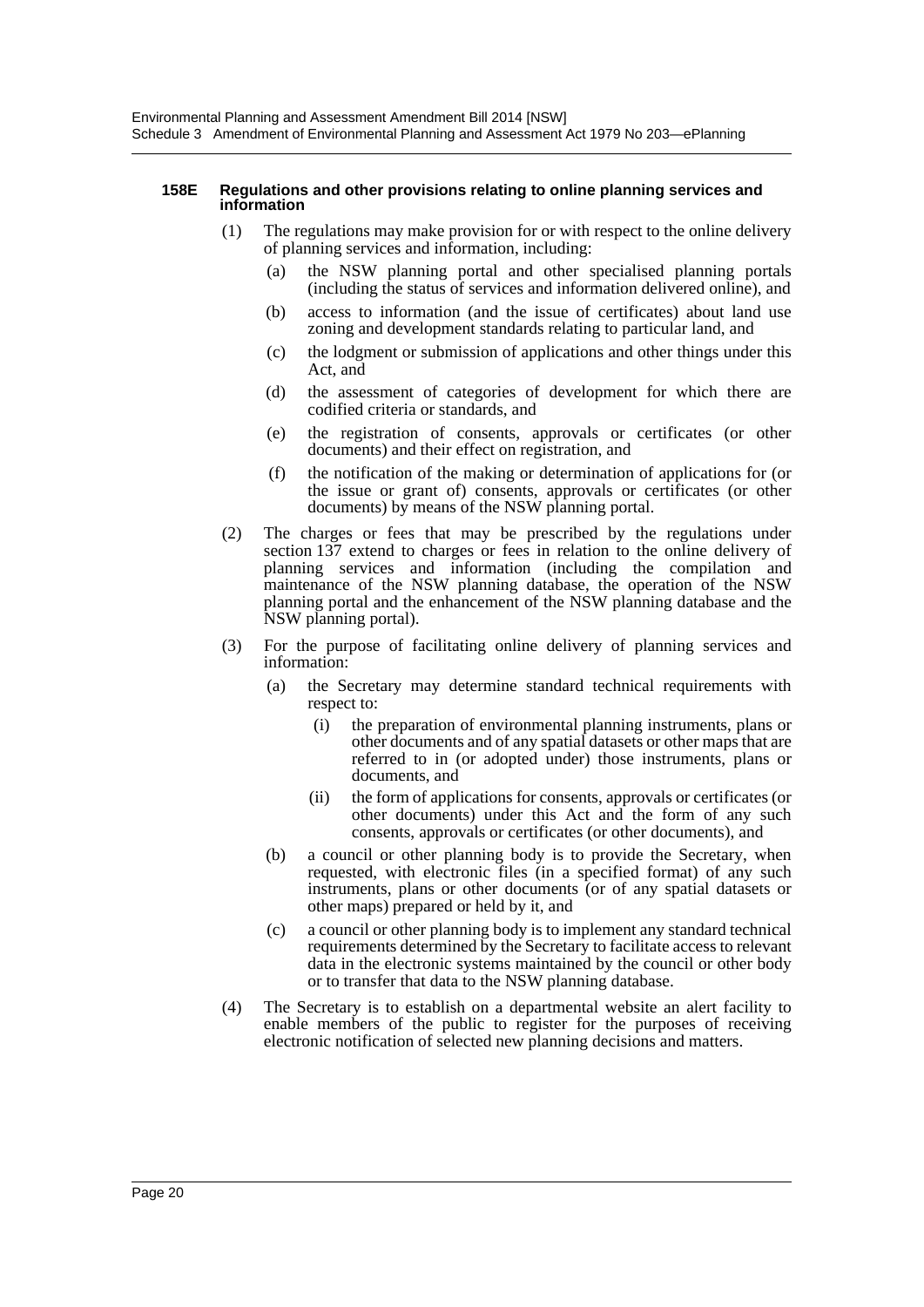#### 158E Regulations and other provisions relating to online planning services and information

(1) The regulations may make provision for or with respect to the online delivery of planning services and information, including:

   (a) the NSW planning portal and other specialised planning portals (including the status of services and information delivered online), and

   (b) access to information (and the issue of certificates) about land use zoning and development standards relating to particular land, and

   (c) the lodgment or submission of applications and other things under this Act, and

   (d) the assessment of categories of development for which there are codified criteria or standards, and

   (e) the registration of consents, approvals or certificates (or other documents) and their effect on registration, and

   (f) the notification of the making or determination of applications for (or the issue or grant of) consents, approvals or certificates (or other documents) by means of the NSW planning portal.

(2) The charges or fees that may be prescribed by the regulations under section 137 extend to charges or fees in relation to the online delivery of planning services and information (including the compilation and maintenance of the NSW planning database, the operation of the NSW planning portal and the enhancement of the NSW planning database and the NSW planning portal).

(3) For the purpose of facilitating online delivery of planning services and information:

   (a) the Secretary may determine standard technical requirements with respect to:

      (i) the preparation of environmental planning instruments, plans or other documents and of any spatial datasets or other maps that are referred to in (or adopted under) those instruments, plans or documents, and

      (ii) the form of applications for consents, approvals or certificates (or other documents) under this Act and the form of any such consents, approvals or certificates (or other documents), and

   (b) a council or other planning body is to provide the Secretary, when requested, with electronic files (in a specified format) of any such instruments, plans or other documents (or of any spatial datasets or other maps) prepared or held by it, and

   (c) a council or other planning body is to implement any standard technical requirements determined by the Secretary to facilitate access to relevant data in the electronic systems maintained by the council or other body or to transfer that data to the NSW planning database.

(4) The Secretary is to establish on a departmental website an alert facility to enable members of the public to register for the purposes of receiving electronic notification of selected new planning decisions and matters.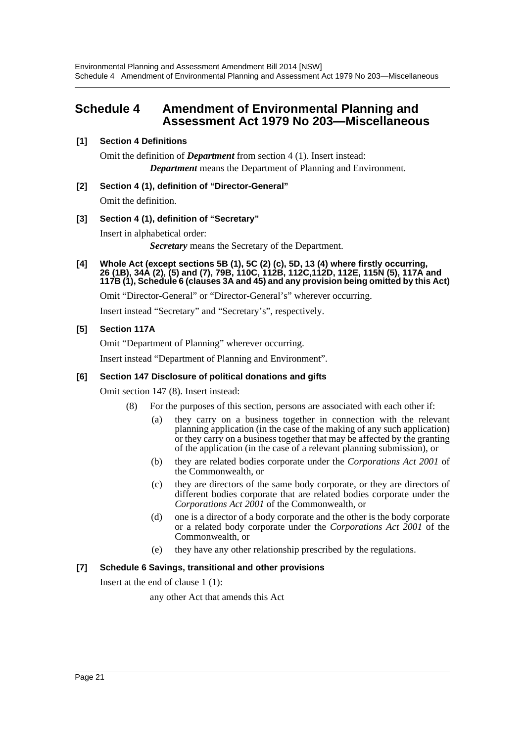# Schedule 4 Amendment of Environmental Planning and Assessment Act 1979 No 203—Miscellaneous

### [1] Section 4 Definitions

Omit the definition of ***Department*** from section 4 (1). Insert instead:

> ***Department*** means the Department of Planning and Environment.

### [2] Section 4 (1), definition of "Director-General"

Omit the definition.

### [3] Section 4 (1), definition of "Secretary"

Insert in alphabetical order:

> ***Secretary*** means the Secretary of the Department.

### [4] Whole Act (except sections 5B (1), 5C (2) (c), 5D, 13 (4) where firstly occurring, 26 (1B), 34A (2), (5) and (7), 79B, 110C, 112B, 112C,112D, 112E, 115N (5), 117A and 117B (1), Schedule 6 (clauses 3A and 45) and any provision being omitted by this Act)

Omit "Director-General" or "Director-General's" wherever occurring.

Insert instead "Secretary" and "Secretary's", respectively.

### [5] Section 117A

Omit "Department of Planning" wherever occurring.

Insert instead "Department of Planning and Environment".

### [6] Section 147 Disclosure of political donations and gifts

Omit section 147 (8). Insert instead:

(8) For the purposes of this section, persons are associated with each other if:

- (a) they carry on a business together in connection with the relevant planning application (in the case of the making of any such application) or they carry on a business together that may be affected by the granting of the application (in the case of a relevant planning submission), or
- (b) they are related bodies corporate under the *Corporations Act 2001* of the Commonwealth, or
- (c) they are directors of the same body corporate, or they are directors of different bodies corporate that are related bodies corporate under the *Corporations Act 2001* of the Commonwealth, or
- (d) one is a director of a body corporate and the other is the body corporate or a related body corporate under the *Corporations Act 2001* of the Commonwealth, or
- (e) they have any other relationship prescribed by the regulations.

### [7] Schedule 6 Savings, transitional and other provisions

Insert at the end of clause 1 (1):

> any other Act that amends this Act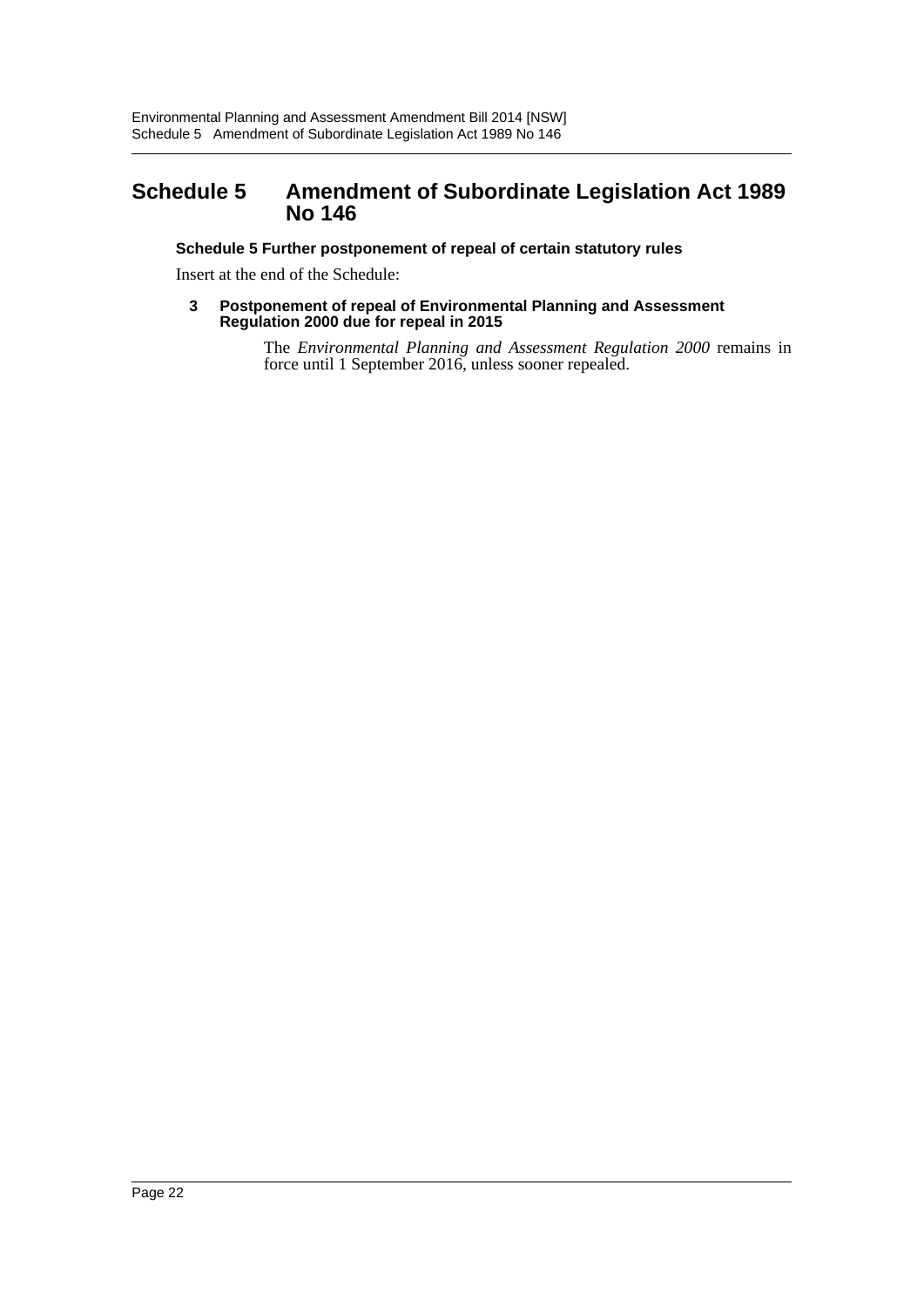# Schedule 5 Amendment of Subordinate Legislation Act 1989 No 146

**Schedule 5 Further postponement of repeal of certain statutory rules**

Insert at the end of the Schedule:

**3 Postponement of repeal of Environmental Planning and Assessment Regulation 2000 due for repeal in 2015**

The *Environmental Planning and Assessment Regulation 2000* remains in force until 1 September 2016, unless sooner repealed.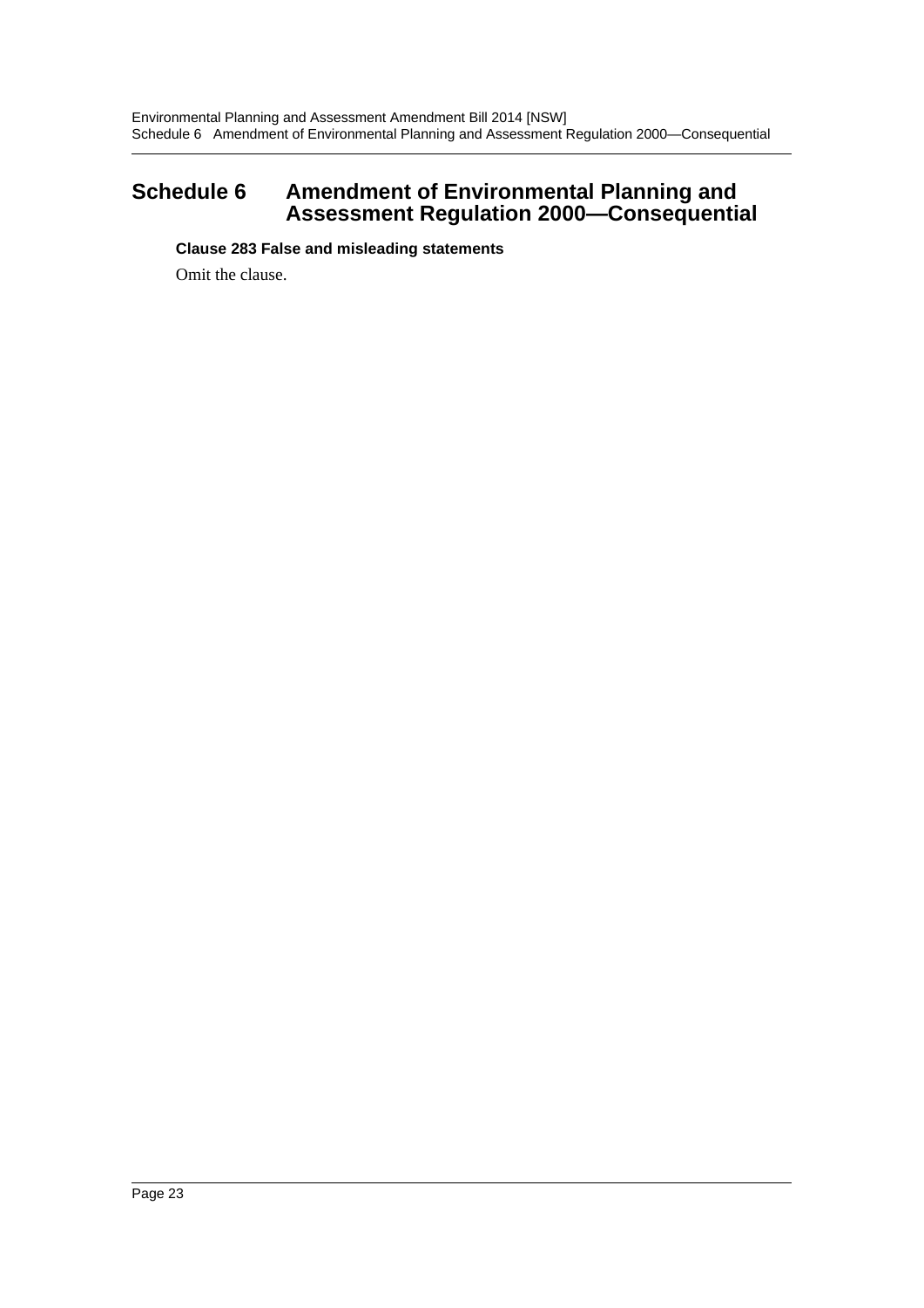# Schedule 6 Amendment of Environmental Planning and Assessment Regulation 2000—Consequential

**Clause 283 False and misleading statements**

Omit the clause.